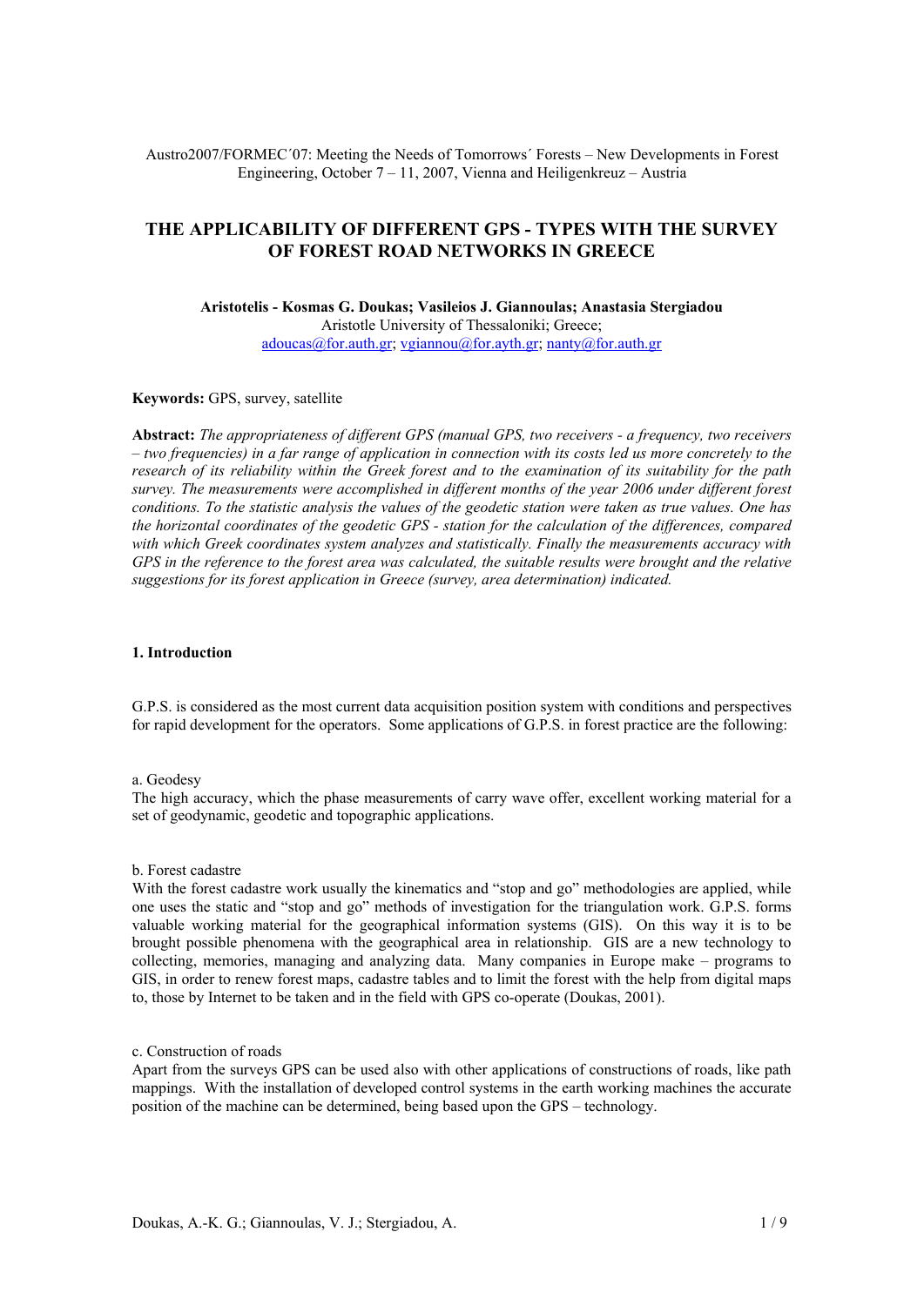Austro2007/FORMEC´07: Meeting the Needs of Tomorrows´ Forests – New Developments in Forest Engineering, October 7 – 11, 2007, Vienna and Heiligenkreuz – Austria

# THE APPLICABILITY OF DIFFERENT GPS - TYPES WITH THE SURVEY OF FOREST ROAD NETWORKS IN GREECE

**Aristotelis - Kosmas G. Doukas; Vasileios J. Giannoulas; Anastasia Stergiadou**
Aristotle University of Thessaloniki; Greece;
adoucas@for.auth.gr; vgiannou@for.ayth.gr; nanty@for.auth.gr

**Keywords:** GPS, survey, satellite

**Abstract:** *The appropriateness of different GPS (manual GPS, two receivers - a frequency, two receivers – two frequencies) in a far range of application in connection with its costs led us more concretely to the research of its reliability within the Greek forest and to the examination of its suitability for the path survey. The measurements were accomplished in different months of the year 2006 under different forest conditions. To the statistic analysis the values of the geodetic station were taken as true values. One has the horizontal coordinates of the geodetic GPS - station for the calculation of the differences, compared with which Greek coordinates system analyzes and statistically. Finally the measurements accuracy with GPS in the reference to the forest area was calculated, the suitable results were brought and the relative suggestions for its forest application in Greece (survey, area determination) indicated.*

## 1. Introduction

G.P.S. is considered as the most current data acquisition position system with conditions and perspectives for rapid development for the operators. Some applications of G.P.S. in forest practice are the following:

a. Geodesy
The high accuracy, which the phase measurements of carry wave offer, excellent working material for a set of geodynamic, geodetic and topographic applications.

b. Forest cadastre
With the forest cadastre work usually the kinematics and "stop and go" methodologies are applied, while one uses the static and "stop and go" methods of investigation for the triangulation work. G.P.S. forms valuable working material for the geographical information systems (GIS). On this way it is to be brought possible phenomena with the geographical area in relationship. GIS are a new technology to collecting, memories, managing and analyzing data. Many companies in Europe make – programs to GIS, in order to renew forest maps, cadastre tables and to limit the forest with the help from digital maps to, those by Internet to be taken and in the field with GPS co-operate (Doukas, 2001).

c. Construction of roads
Apart from the surveys GPS can be used also with other applications of constructions of roads, like path mappings. With the installation of developed control systems in the earth working machines the accurate position of the machine can be determined, being based upon the GPS – technology.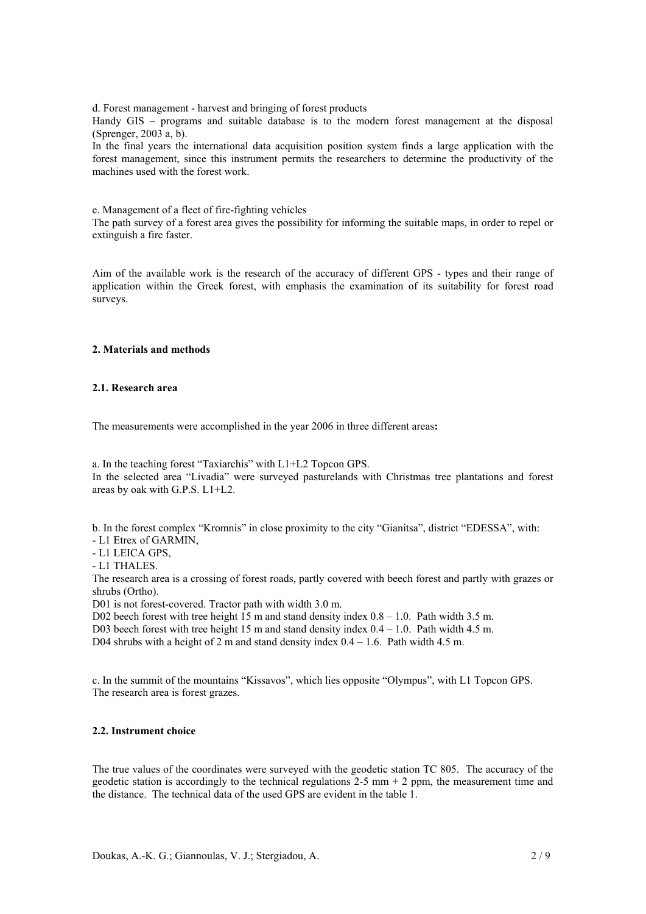d. Forest management - harvest and bringing of forest products

Handy GIS – programs and suitable database is to the modern forest management at the disposal (Sprenger, 2003 a, b).

In the final years the international data acquisition position system finds a large application with the forest management, since this instrument permits the researchers to determine the productivity of the machines used with the forest work.

e. Management of a fleet of fire-fighting vehicles

The path survey of a forest area gives the possibility for informing the suitable maps, in order to repel or extinguish a fire faster.

Aim of the available work is the research of the accuracy of different GPS - types and their range of application within the Greek forest, with emphasis the examination of its suitability for forest road surveys.

## 2. Materials and methods

### 2.1. Research area

The measurements were accomplished in the year 2006 in three different areas**:**

a. In the teaching forest "Taxiarchis" with L1+L2 Topcon GPS.

In the selected area "Livadia" were surveyed pasturelands with Christmas tree plantations and forest areas by oak with G.P.S. L1+L2.

b. In the forest complex "Kromnis" in close proximity to the city "Gianitsa", district "EDESSA", with:

- L1 Etrex of GARMIN,
- L1 LEICA GPS,
- L1 THALES.

The research area is a crossing of forest roads, partly covered with beech forest and partly with grazes or shrubs (Ortho).

D01 is not forest-covered. Tractor path with width 3.0 m.

D02 beech forest with tree height 15 m and stand density index 0.8 – 1.0. Path width 3.5 m.

D03 beech forest with tree height 15 m and stand density index 0.4 – 1.0. Path width 4.5 m.

D04 shrubs with a height of 2 m and stand density index 0.4 – 1.6. Path width 4.5 m.

c. In the summit of the mountains "Kissavos", which lies opposite "Olympus", with L1 Topcon GPS.

The research area is forest grazes.

### 2.2. Instrument choice

The true values of the coordinates were surveyed with the geodetic station TC 805. The accuracy of the geodetic station is accordingly to the technical regulations 2-5 mm + 2 ppm, the measurement time and the distance. The technical data of the used GPS are evident in the table 1.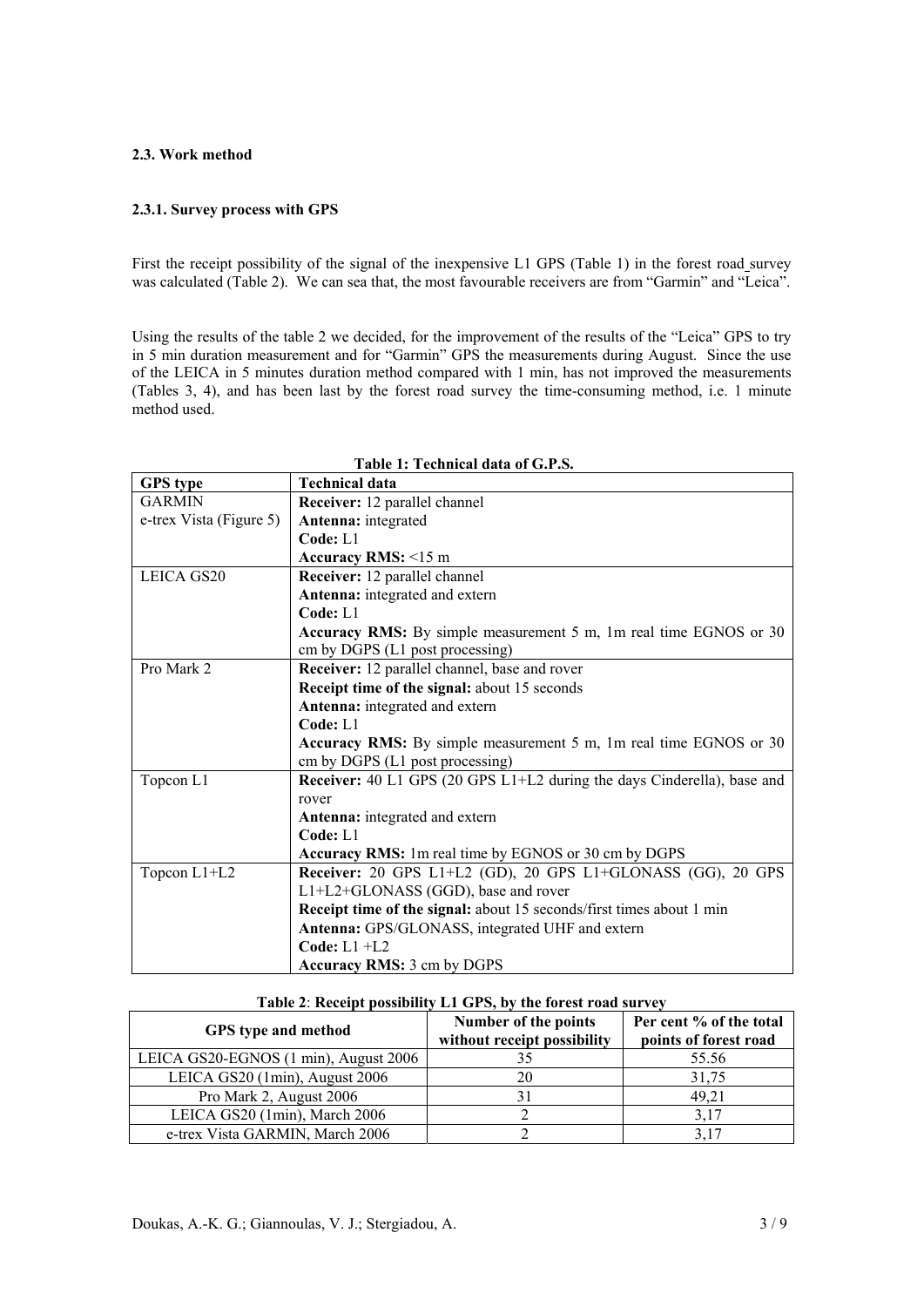**2.3. Work method**

**2.3.1. Survey process with GPS**

First the receipt possibility of the signal of the inexpensive L1 GPS (Table 1) in the forest road survey was calculated (Table 2). We can sea that, the most favourable receivers are from "Garmin" and "Leica".

Using the results of the table 2 we decided, for the improvement of the results of the "Leica" GPS to try in 5 min duration measurement and for "Garmin" GPS the measurements during August. Since the use of the LEICA in 5 minutes duration method compared with 1 min, has not improved the measurements (Tables 3, 4), and has been last by the forest road survey the time-consuming method, i.e. 1 minute method used.

**Table 1: Technical data of G.P.S.**

| GPS type | Technical data |
|---|---|
| GARMIN e-trex Vista (Figure 5) | **Receiver:** 12 parallel channel<br>**Antenna:** integrated<br>**Code:** L1<br>**Accuracy RMS:** <15 m |
| LEICA GS20 | **Receiver:** 12 parallel channel<br>**Antenna:** integrated and extern<br>**Code:** L1<br>**Accuracy RMS:** By simple measurement 5 m, 1m real time EGNOS or 30 cm by DGPS (L1 post processing) |
| Pro Mark 2 | **Receiver:** 12 parallel channel, base and rover<br>**Receipt time of the signal:** about 15 seconds<br>**Antenna:** integrated and extern<br>**Code:** L1<br>**Accuracy RMS:** By simple measurement 5 m, 1m real time EGNOS or 30 cm by DGPS (L1 post processing) |
| Topcon L1 | **Receiver:** 40 L1 GPS (20 GPS L1+L2 during the days Cinderella), base and rover<br>**Antenna:** integrated and extern<br>**Code:** L1<br>**Accuracy RMS:** 1m real time by EGNOS or 30 cm by DGPS |
| Topcon L1+L2 | **Receiver:** 20 GPS L1+L2 (GD), 20 GPS L1+GLONASS (GG), 20 GPS L1+L2+GLONASS (GGD), base and rover<br>**Receipt time of the signal:** about 15 seconds/first times about 1 min<br>**Antenna:** GPS/GLONASS, integrated UHF and extern<br>**Code:** L1 +L2<br>**Accuracy RMS:** 3 cm by DGPS |

**Table 2**: **Receipt possibility L1 GPS, by the forest road survey**

| GPS type and method | Number of the points without receipt possibility | Per cent % of the total points of forest road |
|---|---|---|
| LEICA GS20-EGNOS (1 min), August 2006 | 35 | 55.56 |
| LEICA GS20 (1min), August 2006 | 20 | 31,75 |
| Pro Mark 2, August 2006 | 31 | 49,21 |
| LEICA GS20 (1min), March 2006 | 2 | 3,17 |
| e-trex Vista GARMIN, March 2006 | 2 | 3,17 |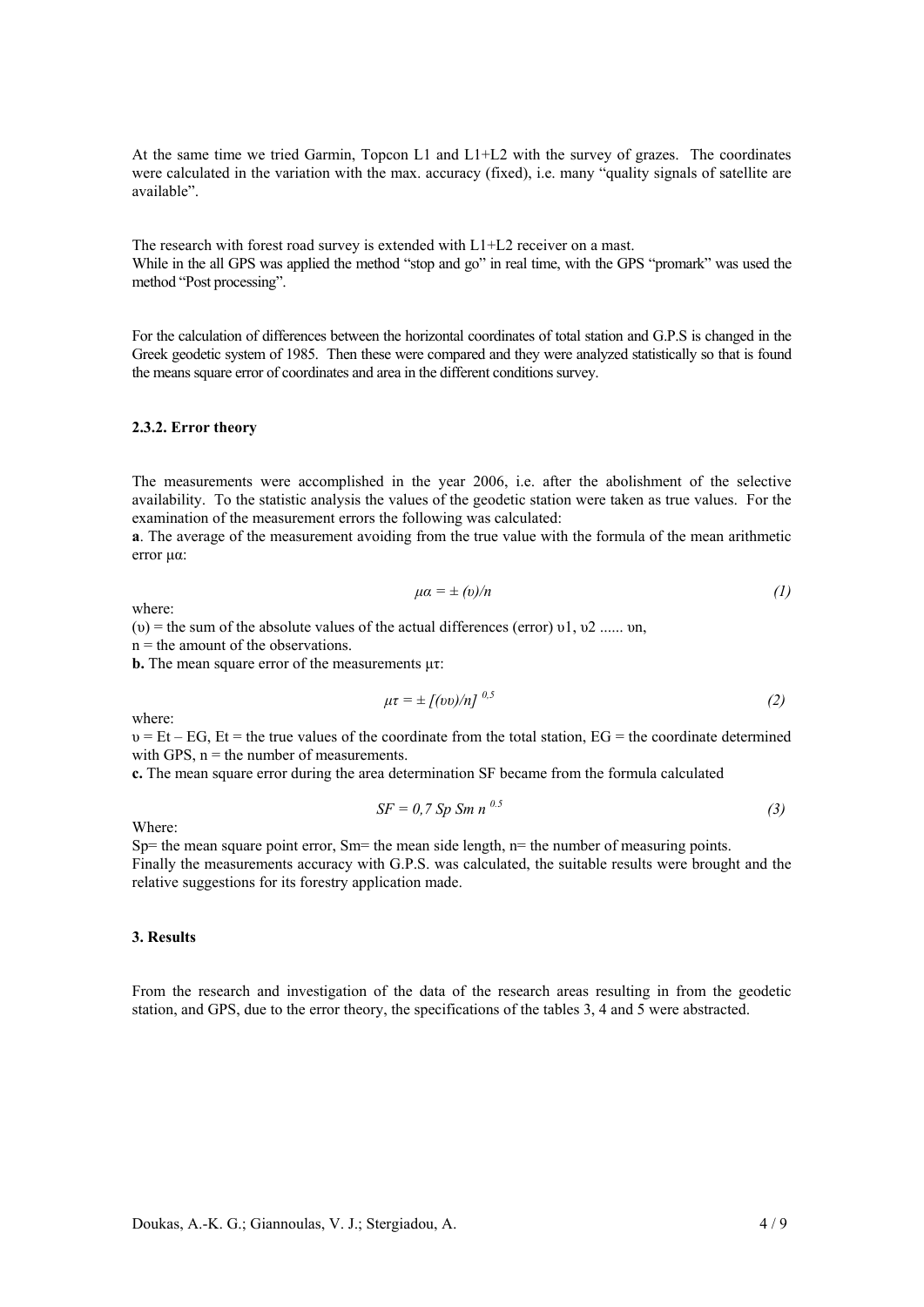At the same time we tried Garmin, Topcon L1 and L1+L2 with the survey of grazes. The coordinates were calculated in the variation with the max. accuracy (fixed), i.e. many "quality signals of satellite are available".

The research with forest road survey is extended with L1+L2 receiver on a mast.
While in the all GPS was applied the method "stop and go" in real time, with the GPS "promark" was used the method "Post processing".

For the calculation of differences between the horizontal coordinates of total station and G.P.S is changed in the Greek geodetic system of 1985. Then these were compared and they were analyzed statistically so that is found the means square error of coordinates and area in the different conditions survey.

#### 2.3.2. Error theory

The measurements were accomplished in the year 2006, i.e. after the abolishment of the selective availability. To the statistic analysis the values of the geodetic station were taken as true values. For the examination of the measurement errors the following was calculated:

**a**. The average of the measurement avoiding from the true value with the formula of the mean arithmetic error $\mu\alpha$:

$$\mu\alpha = \pm (\upsilon)/n \tag{1}$$

where:
($\upsilon$) = the sum of the absolute values of the actual differences (error) $\upsilon 1$, $\upsilon 2$ ...... $\upsilon n$,
n = the amount of the observations.

**b.** The mean square error of the measurements $\mu\tau$:

$$\mu\tau = \pm [(\upsilon\upsilon)/n]^{0,5} \tag{2}$$

where:
$\upsilon = Et - EG$, Et = the true values of the coordinate from the total station, EG = the coordinate determined with GPS, n = the number of measurements.

**c.** The mean square error during the area determination SF became from the formula calculated

$$SF = 0,7\ Sp\ Sm\ n^{0.5} \tag{3}$$

Where:
Sp= the mean square point error, Sm= the mean side length, n= the number of measuring points.
Finally the measurements accuracy with G.P.S. was calculated, the suitable results were brought and the relative suggestions for its forestry application made.

### 3. Results

From the research and investigation of the data of the research areas resulting in from the geodetic station, and GPS, due to the error theory, the specifications of the tables 3, 4 and 5 were abstracted.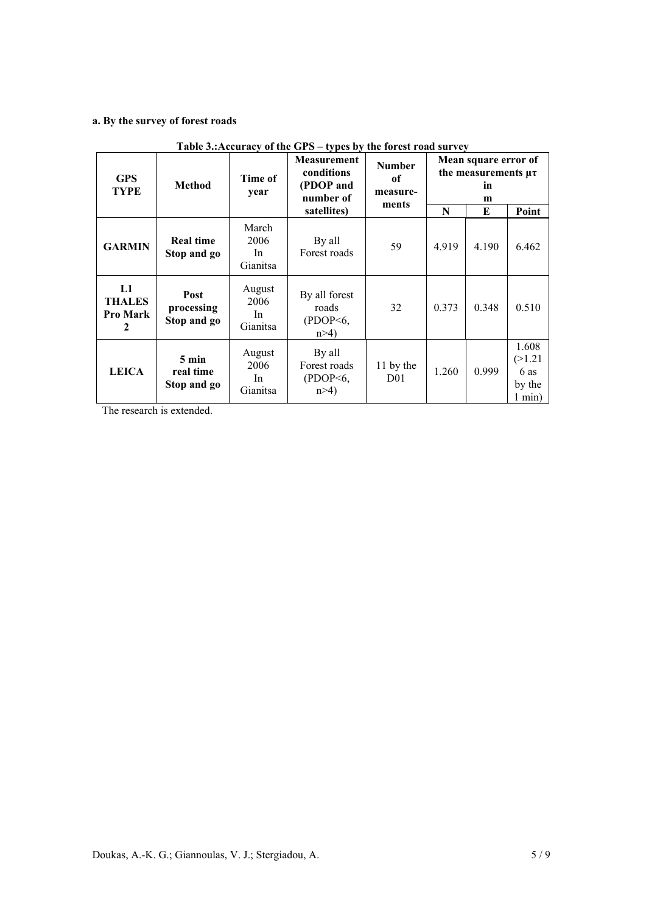**a. By the survey of forest roads**

**Table 3.:Accuracy of the GPS – types by the forest road survey**

| GPS TYPE | Method | Time of year | Measurement conditions (PDOP and number of satellites) | Number of measure-ments | Mean square error of the measurements μτ in m | | |
|---|---|---|---|---|---|---|---|
| | | | | | N | E | Point |
| **GARMIN** | **Real time Stop and go** | March 2006 In Gianitsa | By all Forest roads | 59 | 4.919 | 4.190 | 6.462 |
| **L1 THALES Pro Mark 2** | **Post processing Stop and go** | August 2006 In Gianitsa | By all forest roads (PDOP<6, n>4) | 32 | 0.373 | 0.348 | 0.510 |
| **LEICA** | **5 min real time Stop and go** | August 2006 In Gianitsa | By all Forest roads (PDOP<6, n>4) | 11 by the D01 | 1.260 | 0.999 | 1.608 (>1.216 as by the 1 min) |

The research is extended.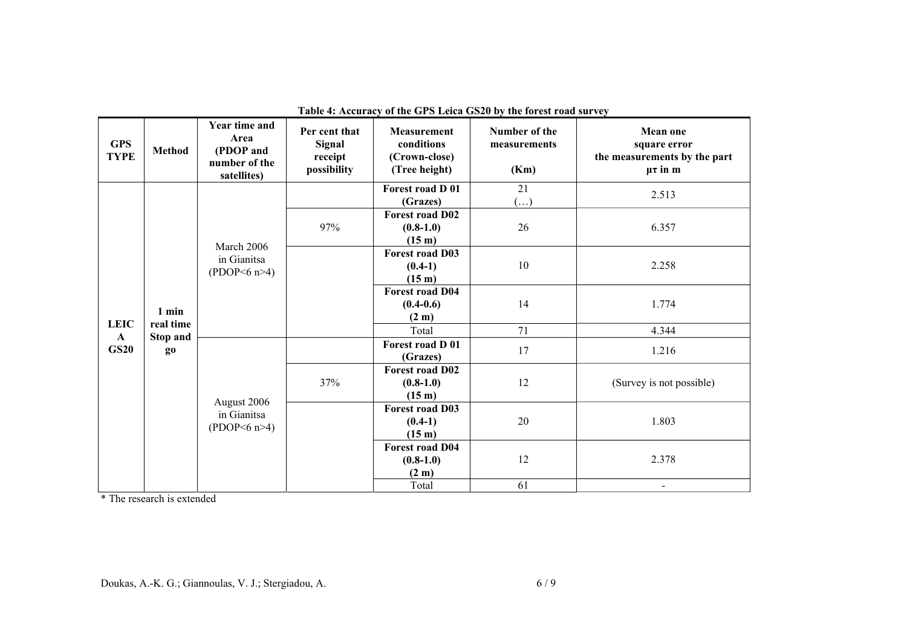**Table 4: Accuracy of the GPS Leica GS20 by the forest road survey**

| GPS TYPE | Method | Year time and Area (PDOP and number of the satellites) | Per cent that Signal receipt possibility | Measurement conditions (Crown-close) (Tree height) | Number of the measurements (Km) | Mean one square error the measurements by the part μτ in m |
|---|---|---|---|---|---|---|
| LEICA GS20 | 1 min real time Stop and go | March 2006 in Gianitsa (PDOP<6 n>4) | | **Forest road D 01 (Grazes)** | 21 (…) | 2.513 |
| | | | 97% | **Forest road D02 (0.8-1.0) (15 m)** | 26 | 6.357 |
| | | | | **Forest road D03 (0.4-1) (15 m)** | 10 | 2.258 |
| | | | | **Forest road D04 (0.4-0.6) (2 m)** | 14 | 1.774 |
| | | | | Total | 71 | 4.344 |
| | | August 2006 in Gianitsa (PDOP<6 n>4) | | **Forest road D 01 (Grazes)** | 17 | 1.216 |
| | | | 37% | **Forest road D02 (0.8-1.0) (15 m)** | 12 | (Survey is not possible) |
| | | | | **Forest road D03 (0.4-1) (15 m)** | 20 | 1.803 |
| | | | | **Forest road D04 (0.8-1.0) (2 m)** | 12 | 2.378 |
| | | | | Total | 61 | - |

* The research is extended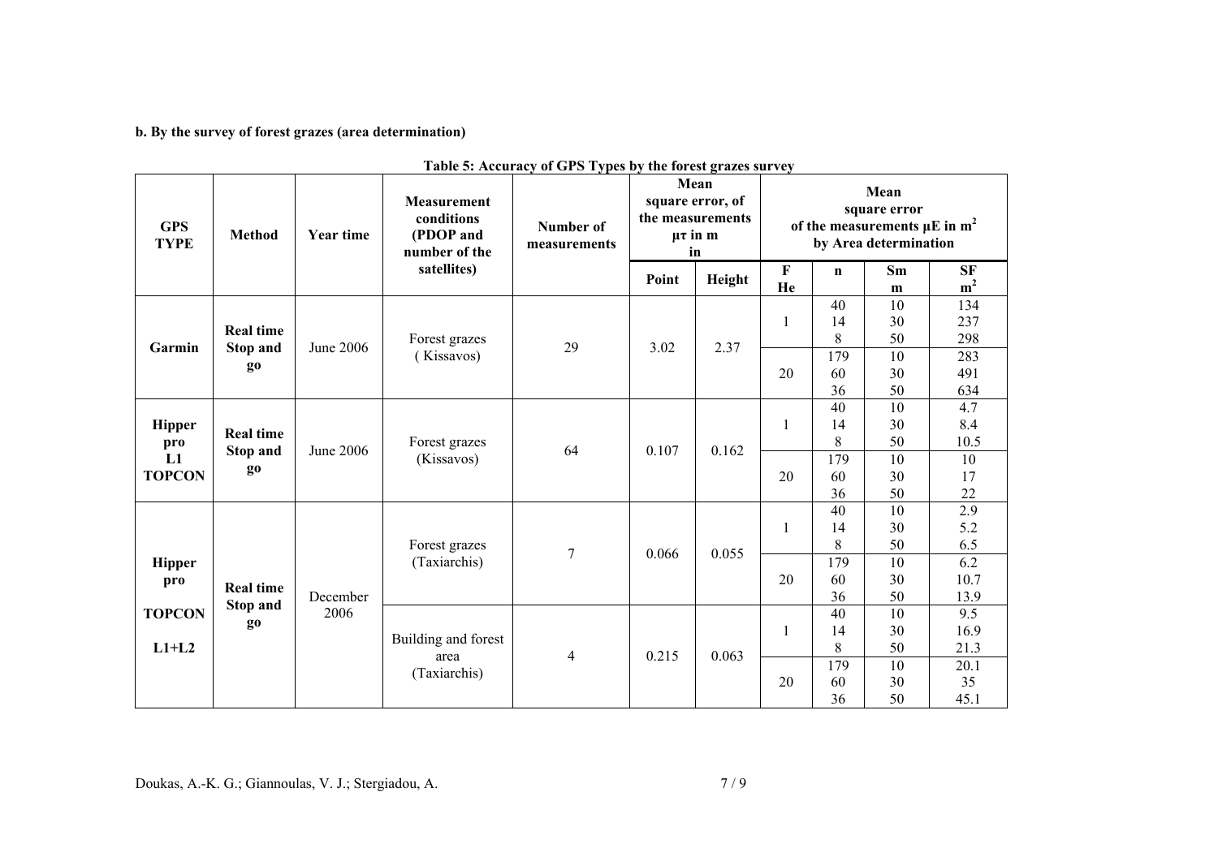**b. By the survey of forest grazes (area determination)**

**Table 5: Accuracy of GPS Types by the forest grazes survey**

| GPS TYPE | Method | Year time | Measurement conditions (PDOP and number of the satellites) | Number of measurements | Mean square error, of the measurements μτ in m in | | Mean square error of the measurements μE in $m^2$ by Area determination | | | |
|---|---|---|---|---|---|---|---|---|---|---|
| | | | | | Point | Height | F He | n | Sm m | SF $m^2$ |
| Garmin | Real time Stop and go | June 2006 | Forest grazes ( Kissavos) | 29 | 3.02 | 2.37 | 1 | 40 | 10 | 134 |
| | | | | | | | | 14 | 30 | 237 |
| | | | | | | | | 8 | 50 | 298 |
| | | | | | | | 20 | 179 | 10 | 283 |
| | | | | | | | | 60 | 30 | 491 |
| | | | | | | | | 36 | 50 | 634 |
| Hipper pro L1 TOPCON | Real time Stop and go | June 2006 | Forest grazes (Kissavos) | 64 | 0.107 | 0.162 | 1 | 40 | 10 | 4.7 |
| | | | | | | | | 14 | 30 | 8.4 |
| | | | | | | | | 8 | 50 | 10.5 |
| | | | | | | | 20 | 179 | 10 | 10 |
| | | | | | | | | 60 | 30 | 17 |
| | | | | | | | | 36 | 50 | 22 |
| Hipper pro TOPCON L1+L2 | Real time Stop and go | December 2006 | Forest grazes (Taxiarchis) | 7 | 0.066 | 0.055 | 1 | 40 | 10 | 2.9 |
| | | | | | | | | 14 | 30 | 5.2 |
| | | | | | | | | 8 | 50 | 6.5 |
| | | | | | | | 20 | 179 | 10 | 6.2 |
| | | | | | | | | 60 | 30 | 10.7 |
| | | | | | | | | 36 | 50 | 13.9 |
| | | | Building and forest area (Taxiarchis) | 4 | 0.215 | 0.063 | 1 | 40 | 10 | 9.5 |
| | | | | | | | | 14 | 30 | 16.9 |
| | | | | | | | | 8 | 50 | 21.3 |
| | | | | | | | 20 | 179 | 10 | 20.1 |
| | | | | | | | | 60 | 30 | 35 |
| | | | | | | | | 36 | 50 | 45.1 |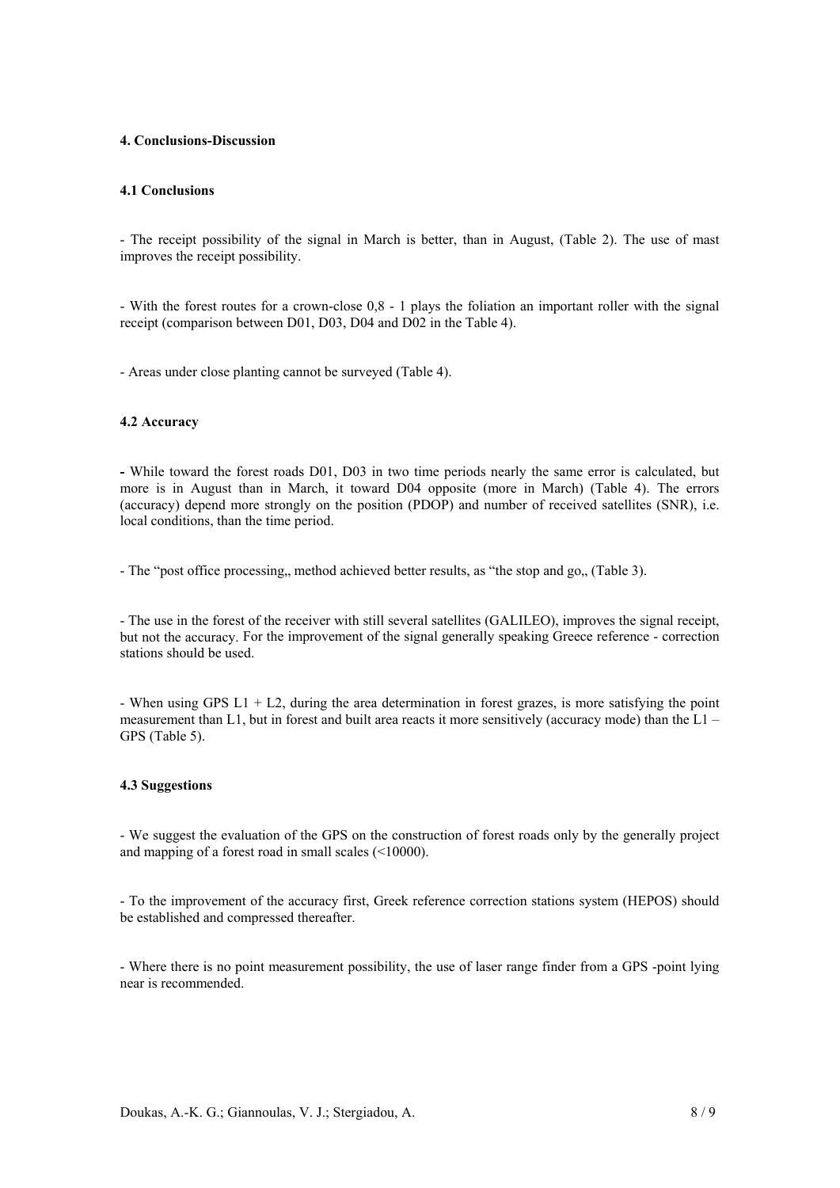## 4. Conclusions-Discussion

### 4.1 Conclusions

- The receipt possibility of the signal in March is better, than in August, (Table 2). The use of mast improves the receipt possibility.

- With the forest routes for a crown-close 0,8 - 1 plays the foliation an important roller with the signal receipt (comparison between D01, D03, D04 and D02 in the Table 4).

- Areas under close planting cannot be surveyed (Table 4).

### 4.2 Accuracy

**-** While toward the forest roads D01, D03 in two time periods nearly the same error is calculated, but more is in August than in March, it toward D04 opposite (more in March) (Table 4). The errors (accuracy) depend more strongly on the position (PDOP) and number of received satellites (SNR), i.e. local conditions, than the time period.

- The "post office processing,, method achieved better results, as "the stop and go,, (Table 3).

- The use in the forest of the receiver with still several satellites (GALILEO), improves the signal receipt, but not the accuracy. For the improvement of the signal generally speaking Greece reference - correction stations should be used.

- When using GPS L1 + L2, during the area determination in forest grazes, is more satisfying the point measurement than L1, but in forest and built area reacts it more sensitively (accuracy mode) than the L1 – GPS (Table 5).

### 4.3 Suggestions

- We suggest the evaluation of the GPS on the construction of forest roads only by the generally project and mapping of a forest road in small scales (<10000).

- To the improvement of the accuracy first, Greek reference correction stations system (HEPOS) should be established and compressed thereafter.

- Where there is no point measurement possibility, the use of laser range finder from a GPS -point lying near is recommended.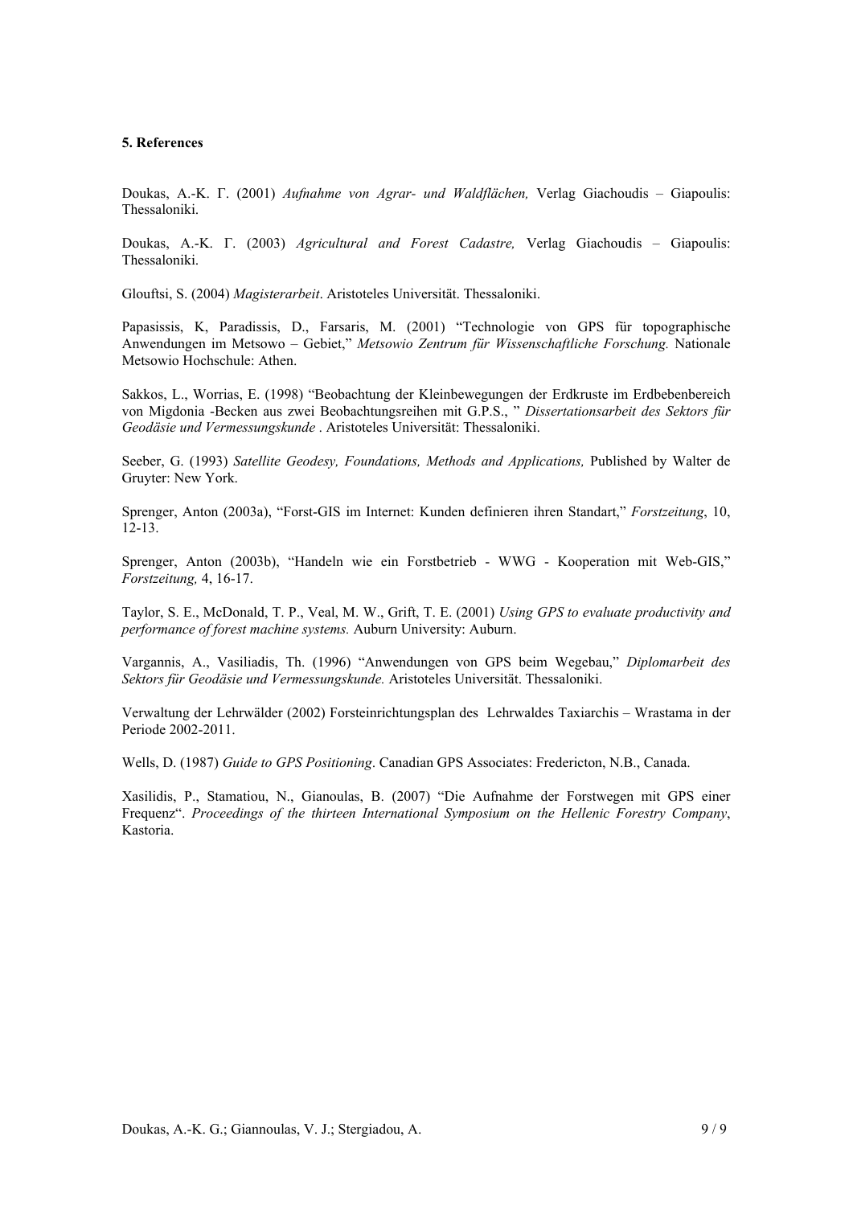**5. References**

Doukas, A.-K. Γ. (2001) *Aufnahme von Agrar- und Waldflächen,* Verlag Giachoudis – Giapoulis: Thessaloniki.

Doukas, A.-K. Γ. (2003) *Agricultural and Forest Cadastre,* Verlag Giachoudis – Giapoulis: Thessaloniki.

Glouftsi, S. (2004) *Magisterarbeit*. Aristoteles Universität. Thessaloniki.

Papasissis, K, Paradissis, D., Farsaris, M. (2001) "Technologie von GPS für topographische Anwendungen im Metsowo – Gebiet," *Metsowio Zentrum für Wissenschaftliche Forschung.* Nationale Metsowio Hochschule: Athen.

Sakkos, L., Worrias, E. (1998) "Beobachtung der Kleinbewegungen der Erdkruste im Erdbebenbereich von Migdonia -Becken aus zwei Beobachtungsreihen mit G.P.S., " *Dissertationsarbeit des Sektors für Geodäsie und Vermessungskunde* . Aristoteles Universität: Thessaloniki.

Seeber, G. (1993) *Satellite Geodesy, Foundations, Methods and Applications,* Published by Walter de Gruyter: New York.

Sprenger, Anton (2003a), "Forst-GIS im Internet: Kunden definieren ihren Standart," *Forstzeitung*, 10, 12-13.

Sprenger, Anton (2003b), "Handeln wie ein Forstbetrieb - WWG - Kooperation mit Web-GIS," *Forstzeitung,* 4, 16-17.

Taylor, S. E., McDonald, T. P., Veal, M. W., Grift, T. E. (2001) *Using GPS to evaluate productivity and performance of forest machine systems.* Auburn University: Auburn.

Vargannis, A., Vasiliadis, Th. (1996) "Anwendungen von GPS beim Wegebau," *Diplomarbeit des Sektors für Geodäsie und Vermessungskunde.* Aristoteles Universität. Thessaloniki.

Verwaltung der Lehrwälder (2002) Forsteinrichtungsplan des Lehrwaldes Taxiarchis – Wrastama in der Periode 2002-2011.

Wells, D. (1987) *Guide to GPS Positioning*. Canadian GPS Associates: Fredericton, N.B., Canada.

Xasilidis, P., Stamatiou, N., Gianoulas, B. (2007) "Die Aufnahme der Forstwegen mit GPS einer Frequenz". *Proceedings of the thirteen International Symposium on the Hellenic Forestry Company*, Kastoria.